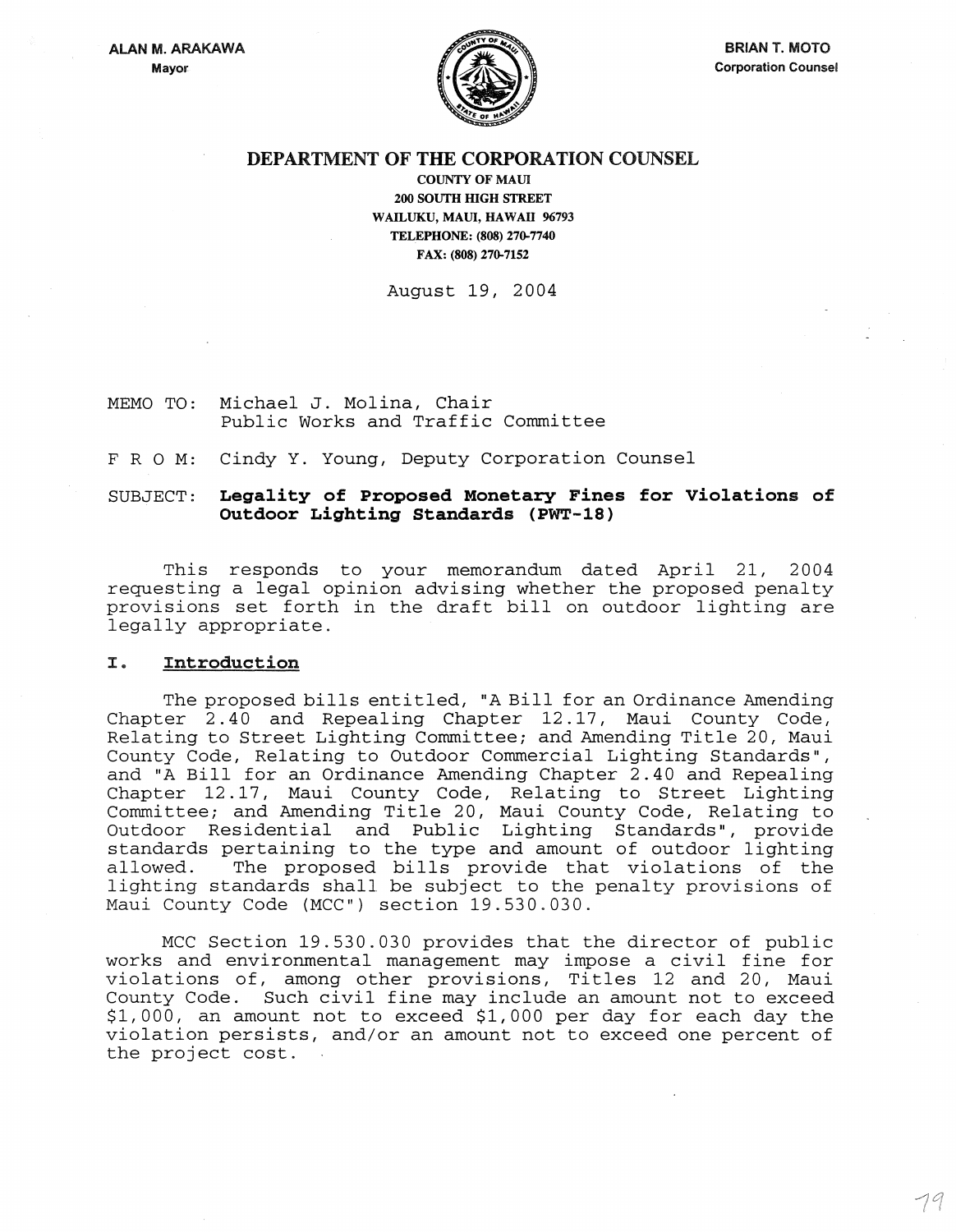ALAN M. ARAKAWA
Mayor

BRIAN T. MOTO
Corporation Counsel

# DEPARTMENT OF THE CORPORATION COUNSEL

COUNTY OF MAUI
200 SOUTH HIGH STREET
WAILUKU, MAUI, HAWAII 96793
TELEPHONE: (808) 270-7740
FAX: (808) 270-7152

August 19, 2004

MEMO TO: Michael J. Molina, Chair
Public Works and Traffic Committee

F R O M: Cindy Y. Young, Deputy Corporation Counsel

SUBJECT: **Legality of Proposed Monetary Fines for Violations of Outdoor Lighting Standards (PWT-18)**

This responds to your memorandum dated April 21, 2004 requesting a legal opinion advising whether the proposed penalty provisions set forth in the draft bill on outdoor lighting are legally appropriate.

## I. Introduction

The proposed bills entitled, "A Bill for an Ordinance Amending Chapter 2.40 and Repealing Chapter 12.17, Maui County Code, Relating to Street Lighting Committee; and Amending Title 20, Maui County Code, Relating to Outdoor Commercial Lighting Standards", and "A Bill for an Ordinance Amending Chapter 2.40 and Repealing Chapter 12.17, Maui County Code, Relating to Street Lighting Committee; and Amending Title 20, Maui County Code, Relating to Outdoor Residential and Public Lighting Standards", provide standards pertaining to the type and amount of outdoor lighting allowed. The proposed bills provide that violations of the lighting standards shall be subject to the penalty provisions of Maui County Code (MCC") section 19.530.030.

MCC Section 19.530.030 provides that the director of public works and environmental management may impose a civil fine for violations of, among other provisions, Titles 12 and 20, Maui County Code. Such civil fine may include an amount not to exceed $1,000, an amount not to exceed $1,000 per day for each day the violation persists, and/or an amount not to exceed one percent of the project cost.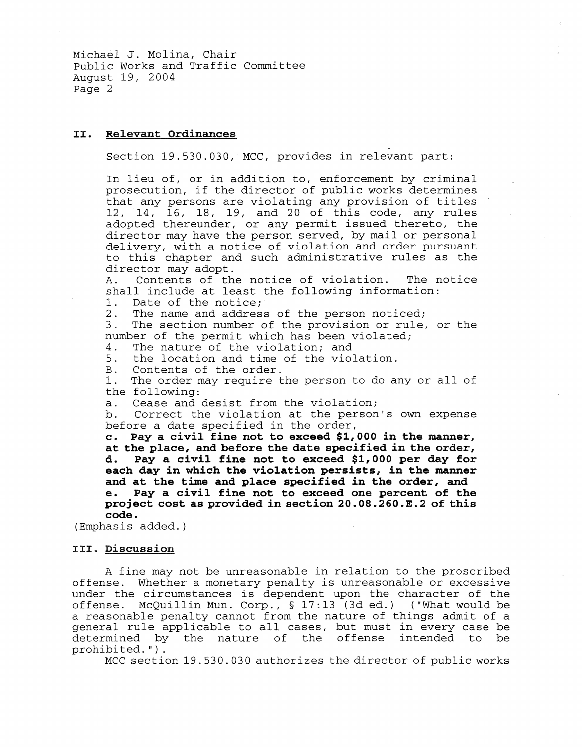## II. Relevant Ordinances

Section 19.530.030, MCC, provides in relevant part:

> In lieu of, or in addition to, enforcement by criminal prosecution, if the director of public works determines that any persons are violating any provision of titles 12, 14, 16, 18, 19, and 20 of this code, any rules adopted thereunder, or any permit issued thereto, the director may have the person served, by mail or personal delivery, with a notice of violation and order pursuant to this chapter and such administrative rules as the director may adopt.
>
> A. Contents of the notice of violation. The notice shall include at least the following information:
>
> 1. Date of the notice;
> 2. The name and address of the person noticed;
> 3. The section number of the provision or rule, or the number of the permit which has been violated;
> 4. The nature of the violation; and
> 5. the location and time of the violation.
>
> B. Contents of the order.
>
> 1. The order may require the person to do any or all of the following:
>
> a. Cease and desist from the violation;
>
> b. Correct the violation at the person's own expense before a date specified in the order,
>
> **c. Pay a civil fine not to exceed $1,000 in the manner, at the place, and before the date specified in the order,**
>
> **d. Pay a civil fine not to exceed $1,000 per day for each day in which the violation persists, in the manner and at the time and place specified in the order, and**
>
> **e. Pay a civil fine not to exceed one percent of the project cost as provided in section 20.08.260.E.2 of this code.**

(Emphasis added.)

## III. Discussion

A fine may not be unreasonable in relation to the proscribed offense. Whether a monetary penalty is unreasonable or excessive under the circumstances is dependent upon the character of the offense. McQuillin Mun. Corp., § 17:13 (3d ed.) ("What would be a reasonable penalty cannot from the nature of things admit of a general rule applicable to all cases, but must in every case be determined by the nature of the offense intended to be prohibited.").

MCC section 19.530.030 authorizes the director of public works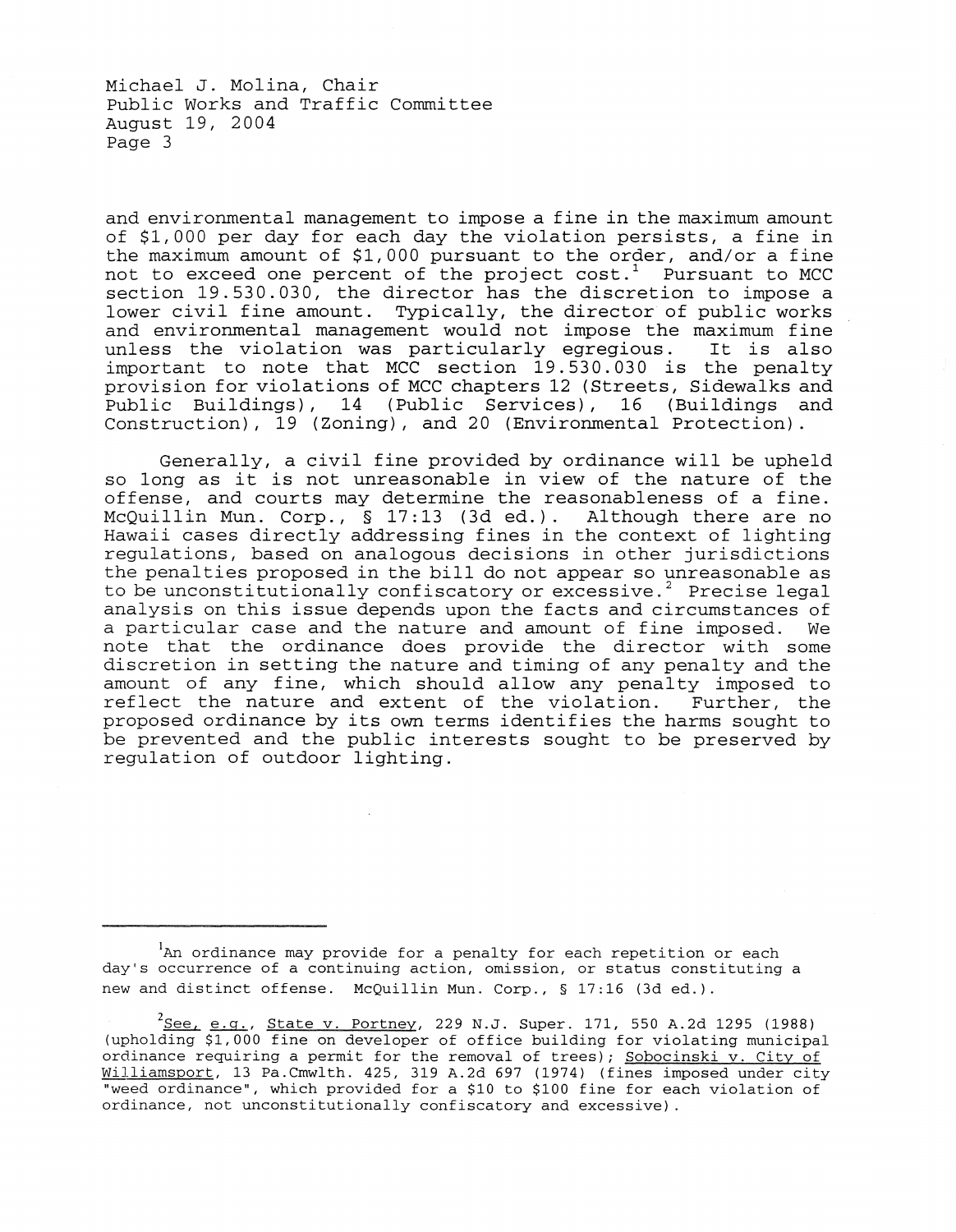and environmental management to impose a fine in the maximum amount of $1,000 per day for each day the violation persists, a fine in the maximum amount of $1,000 pursuant to the order, and/or a fine not to exceed one percent of the project cost.[1] Pursuant to MCC section 19.530.030, the director has the discretion to impose a lower civil fine amount. Typically, the director of public works and environmental management would not impose the maximum fine unless the violation was particularly egregious. It is also important to note that MCC section 19.530.030 is the penalty provision for violations of MCC chapters 12 (Streets, Sidewalks and Public Buildings), 14 (Public Services), 16 (Buildings and Construction), 19 (Zoning), and 20 (Environmental Protection).

Generally, a civil fine provided by ordinance will be upheld so long as it is not unreasonable in view of the nature of the offense, and courts may determine the reasonableness of a fine. McQuillin Mun. Corp., § 17:13 (3d ed.). Although there are no Hawaii cases directly addressing fines in the context of lighting regulations, based on analogous decisions in other jurisdictions the penalties proposed in the bill do not appear so unreasonable as to be unconstitutionally confiscatory or excessive.[2] Precise legal analysis on this issue depends upon the facts and circumstances of a particular case and the nature and amount of fine imposed. We note that the ordinance does provide the director with some discretion in setting the nature and timing of any penalty and the amount of any fine, which should allow any penalty imposed to reflect the nature and extent of the violation. Further, the proposed ordinance by its own terms identifies the harms sought to be prevented and the public interests sought to be preserved by regulation of outdoor lighting.

---

[1] An ordinance may provide for a penalty for each repetition or each day's occurrence of a continuing action, omission, or status constituting a new and distinct offense. McQuillin Mun. Corp., § 17:16 (3d ed.).

[2] See, e.g., State v. Portney, 229 N.J. Super. 171, 550 A.2d 1295 (1988) (upholding $1,000 fine on developer of office building for violating municipal ordinance requiring a permit for the removal of trees); Sobocinski v. City of Williamsport, 13 Pa.Cmwlth. 425, 319 A.2d 697 (1974) (fines imposed under city "weed ordinance", which provided for a $10 to $100 fine for each violation of ordinance, not unconstitutionally confiscatory and excessive).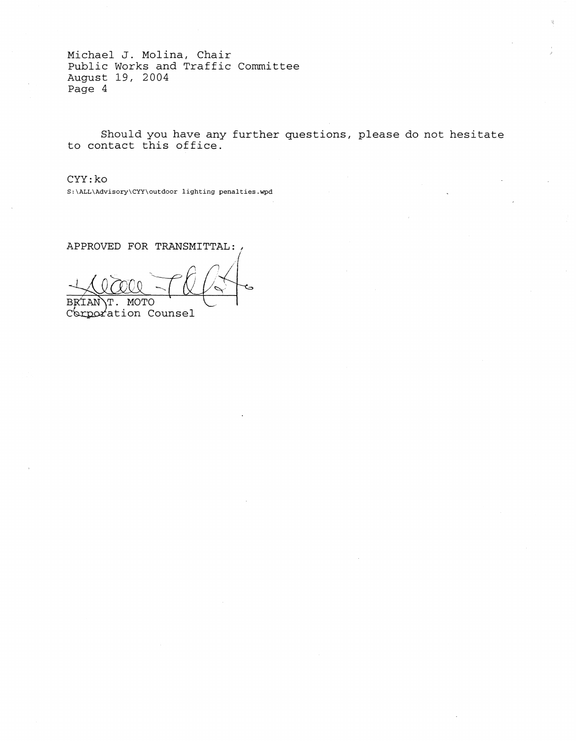Michael J. Molina, Chair
Public Works and Traffic Committee
August 19, 2004
Page 4

Should you have any further questions, please do not hesitate to contact this office.

CYY:ko
S:\ALL\Advisory\CYY\outdoor lighting penalties.wpd

APPROVED FOR TRANSMITTAL:

BRIAN T. MOTO
Corporation Counsel